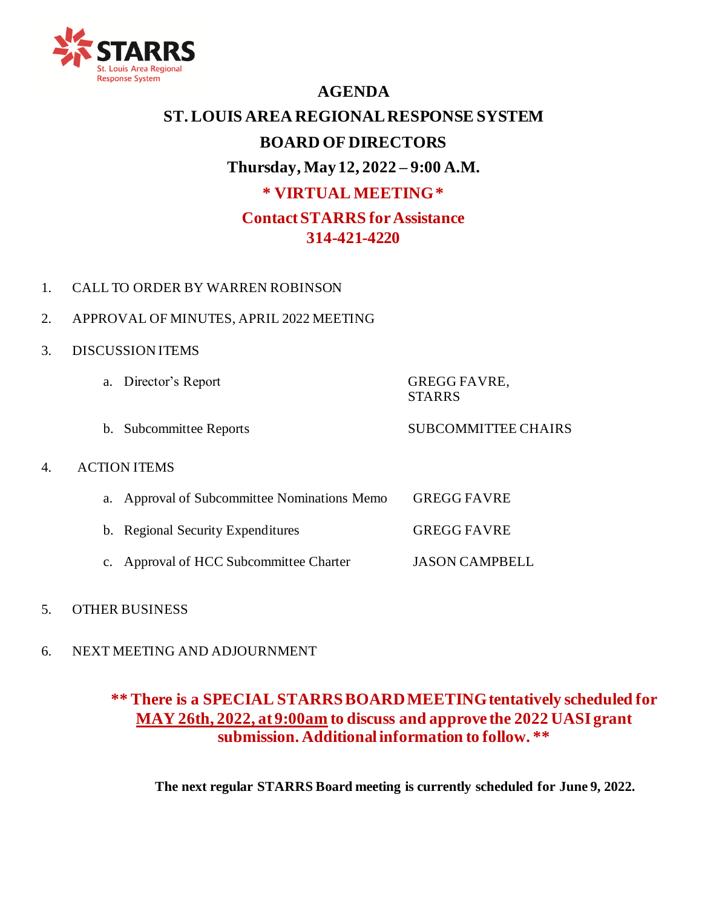STARRS
St. Louis Area Regional Response System

# AGENDA

## ST. LOUIS AREA REGIONAL RESPONSE SYSTEM

## BOARD OF DIRECTORS

**Thursday, May 12, 2022 – 9:00 A.M.**

*** VIRTUAL MEETING ***

**Contact STARRS for Assistance**
**314-421-4220**

1. CALL TO ORDER BY WARREN ROBINSON

2. APPROVAL OF MINUTES, APRIL 2022 MEETING

3. DISCUSSION ITEMS

   a. Director's Report — GREGG FAVRE, STARRS

   b. Subcommittee Reports — SUBCOMMITTEE CHAIRS

4. ACTION ITEMS

   a. Approval of Subcommittee Nominations Memo — GREGG FAVRE

   b. Regional Security Expenditures — GREGG FAVRE

   c. Approval of HCC Subcommittee Charter — JASON CAMPBELL

5. OTHER BUSINESS

6. NEXT MEETING AND ADJOURNMENT

**** There is a SPECIAL STARRS BOARD MEETING tentatively scheduled for <u>MAY 26th, 2022, at 9:00am</u> to discuss and approve the 2022 UASI grant submission. Additional information to follow. ****

**The next regular STARRS Board meeting is currently scheduled for June 9, 2022.**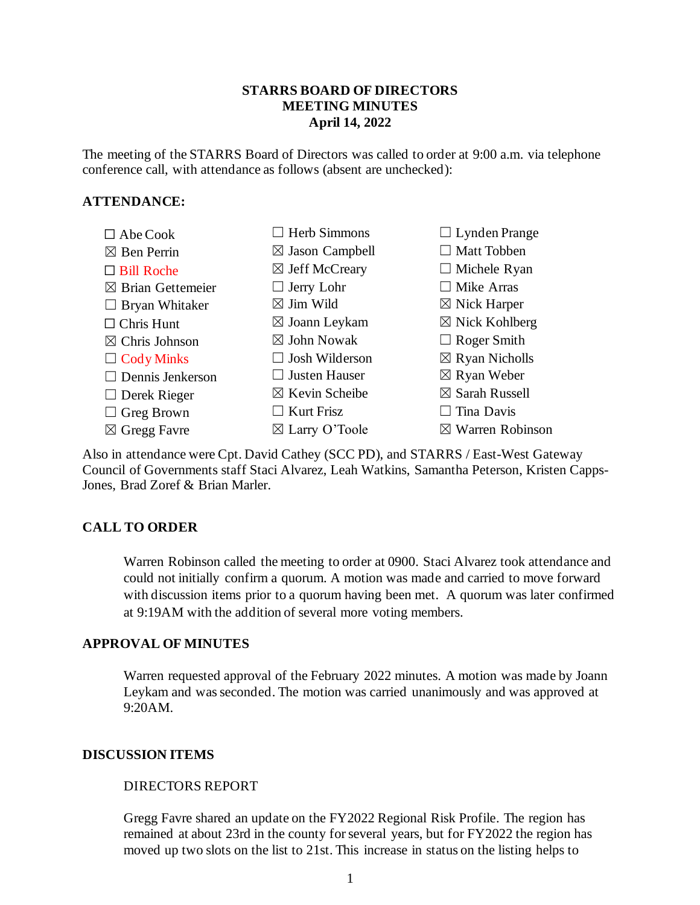**STARRS BOARD OF DIRECTORS**
**MEETING MINUTES**
**April 14, 2022**

The meeting of the STARRS Board of Directors was called to order at 9:00 a.m. via telephone conference call, with attendance as follows (absent are unchecked):

**ATTENDANCE:**

| | | |
|---|---|---|
| ☐ Abe Cook | ☐ Herb Simmons | ☐ Lynden Prange |
| ☒ Ben Perrin | ☒ Jason Campbell | ☐ Matt Tobben |
| ☐ Bill Roche | ☒ Jeff McCreary | ☐ Michele Ryan |
| ☒ Brian Gettemeier | ☐ Jerry Lohr | ☐ Mike Arras |
| ☐ Bryan Whitaker | ☒ Jim Wild | ☒ Nick Harper |
| ☐ Chris Hunt | ☒ Joann Leykam | ☒ Nick Kohlberg |
| ☒ Chris Johnson | ☒ John Nowak | ☐ Roger Smith |
| ☐ Cody Minks | ☐ Josh Wilderson | ☒ Ryan Nicholls |
| ☐ Dennis Jenkerson | ☐ Justen Hauser | ☒ Ryan Weber |
| ☐ Derek Rieger | ☒ Kevin Scheibe | ☒ Sarah Russell |
| ☐ Greg Brown | ☐ Kurt Frisz | ☐ Tina Davis |
| ☒ Gregg Favre | ☒ Larry O'Toole | ☒ Warren Robinson |

Also in attendance were Cpt. David Cathey (SCC PD), and STARRS / East-West Gateway Council of Governments staff Staci Alvarez, Leah Watkins, Samantha Peterson, Kristen Capps-Jones, Brad Zoref & Brian Marler.

**CALL TO ORDER**

Warren Robinson called the meeting to order at 0900. Staci Alvarez took attendance and could not initially confirm a quorum. A motion was made and carried to move forward with discussion items prior to a quorum having been met. A quorum was later confirmed at 9:19AM with the addition of several more voting members.

**APPROVAL OF MINUTES**

Warren requested approval of the February 2022 minutes. A motion was made by Joann Leykam and was seconded. The motion was carried unanimously and was approved at 9:20AM.

**DISCUSSION ITEMS**

DIRECTORS REPORT

Gregg Favre shared an update on the FY2022 Regional Risk Profile. The region has remained at about 23rd in the county for several years, but for FY2022 the region has moved up two slots on the list to 21st. This increase in status on the listing helps to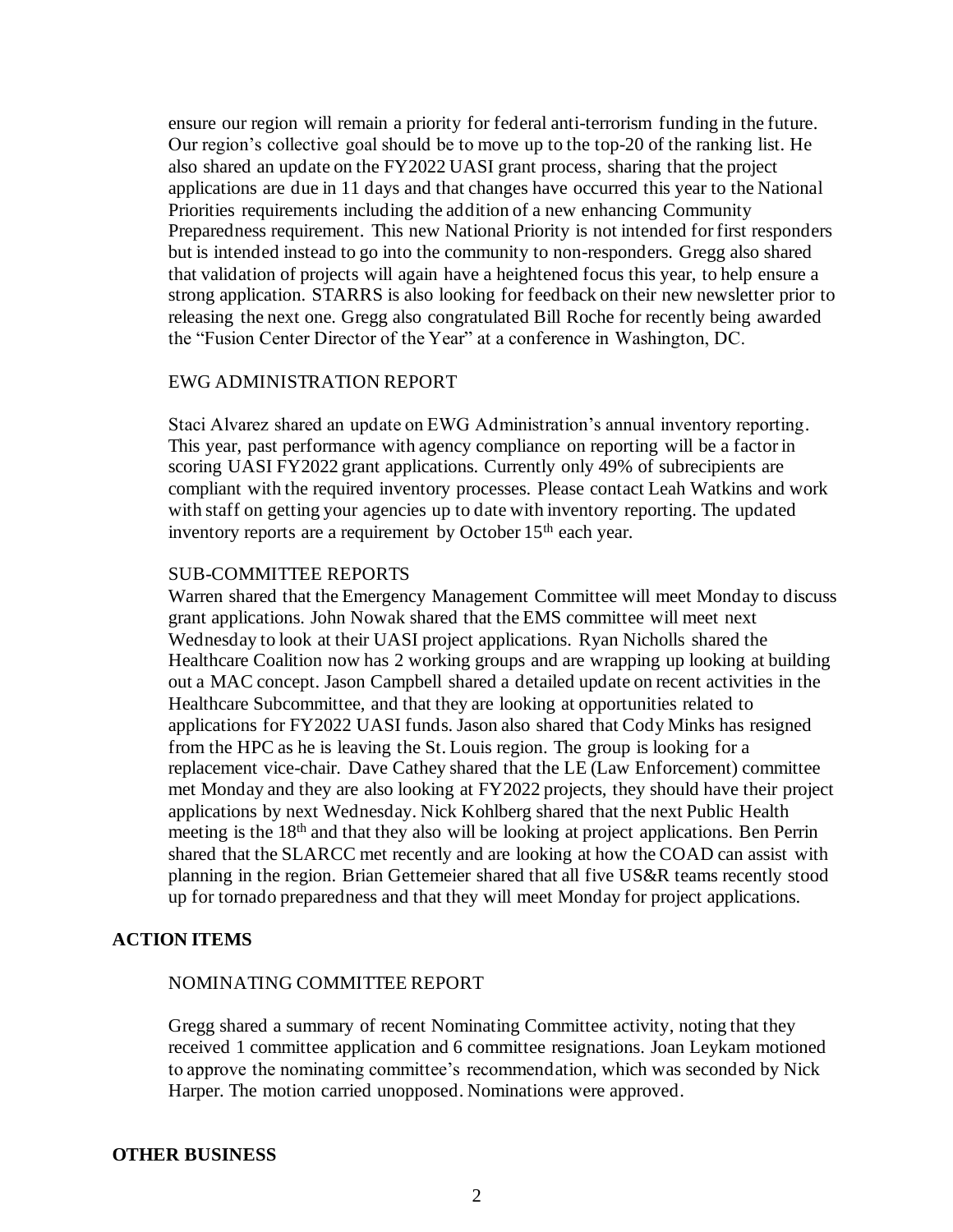ensure our region will remain a priority for federal anti-terrorism funding in the future. Our region's collective goal should be to move up to the top-20 of the ranking list. He also shared an update on the FY2022 UASI grant process, sharing that the project applications are due in 11 days and that changes have occurred this year to the National Priorities requirements including the addition of a new enhancing Community Preparedness requirement. This new National Priority is not intended for first responders but is intended instead to go into the community to non-responders. Gregg also shared that validation of projects will again have a heightened focus this year, to help ensure a strong application. STARRS is also looking for feedback on their new newsletter prior to releasing the next one. Gregg also congratulated Bill Roche for recently being awarded the "Fusion Center Director of the Year" at a conference in Washington, DC.

EWG ADMINISTRATION REPORT

Staci Alvarez shared an update on EWG Administration's annual inventory reporting. This year, past performance with agency compliance on reporting will be a factor in scoring UASI FY2022 grant applications. Currently only 49% of subrecipients are compliant with the required inventory processes. Please contact Leah Watkins and work with staff on getting your agencies up to date with inventory reporting. The updated inventory reports are a requirement by October 15th each year.

SUB-COMMITTEE REPORTS

Warren shared that the Emergency Management Committee will meet Monday to discuss grant applications. John Nowak shared that the EMS committee will meet next Wednesday to look at their UASI project applications. Ryan Nicholls shared the Healthcare Coalition now has 2 working groups and are wrapping up looking at building out a MAC concept. Jason Campbell shared a detailed update on recent activities in the Healthcare Subcommittee, and that they are looking at opportunities related to applications for FY2022 UASI funds. Jason also shared that Cody Minks has resigned from the HPC as he is leaving the St. Louis region. The group is looking for a replacement vice-chair. Dave Cathey shared that the LE (Law Enforcement) committee met Monday and they are also looking at FY2022 projects, they should have their project applications by next Wednesday. Nick Kohlberg shared that the next Public Health meeting is the 18th and that they also will be looking at project applications. Ben Perrin shared that the SLARCC met recently and are looking at how the COAD can assist with planning in the region. Brian Gettemeier shared that all five US&R teams recently stood up for tornado preparedness and that they will meet Monday for project applications.

## ACTION ITEMS

NOMINATING COMMITTEE REPORT

Gregg shared a summary of recent Nominating Committee activity, noting that they received 1 committee application and 6 committee resignations. Joan Leykam motioned to approve the nominating committee's recommendation, which was seconded by Nick Harper. The motion carried unopposed. Nominations were approved.

## OTHER BUSINESS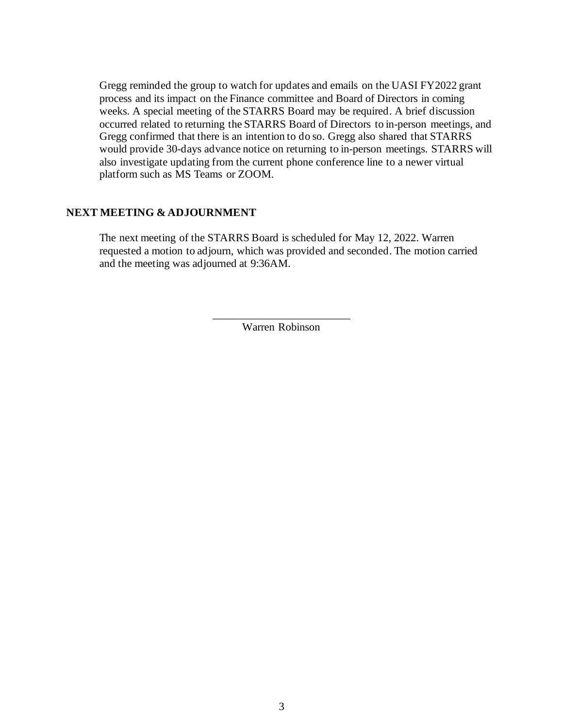Gregg reminded the group to watch for updates and emails on the UASI FY2022 grant process and its impact on the Finance committee and Board of Directors in coming weeks. A special meeting of the STARRS Board may be required. A brief discussion occurred related to returning the STARRS Board of Directors to in-person meetings, and Gregg confirmed that there is an intention to do so. Gregg also shared that STARRS would provide 30-days advance notice on returning to in-person meetings. STARRS will also investigate updating from the current phone conference line to a newer virtual platform such as MS Teams or ZOOM.

## NEXT MEETING & ADJOURNMENT

The next meeting of the STARRS Board is scheduled for May 12, 2022. Warren requested a motion to adjourn, which was provided and seconded. The motion carried and the meeting was adjourned at 9:36AM.

\_\_\_\_\_\_\_\_\_\_\_\_\_\_\_\_\_\_\_\_\_\_\_\_\_

Warren Robinson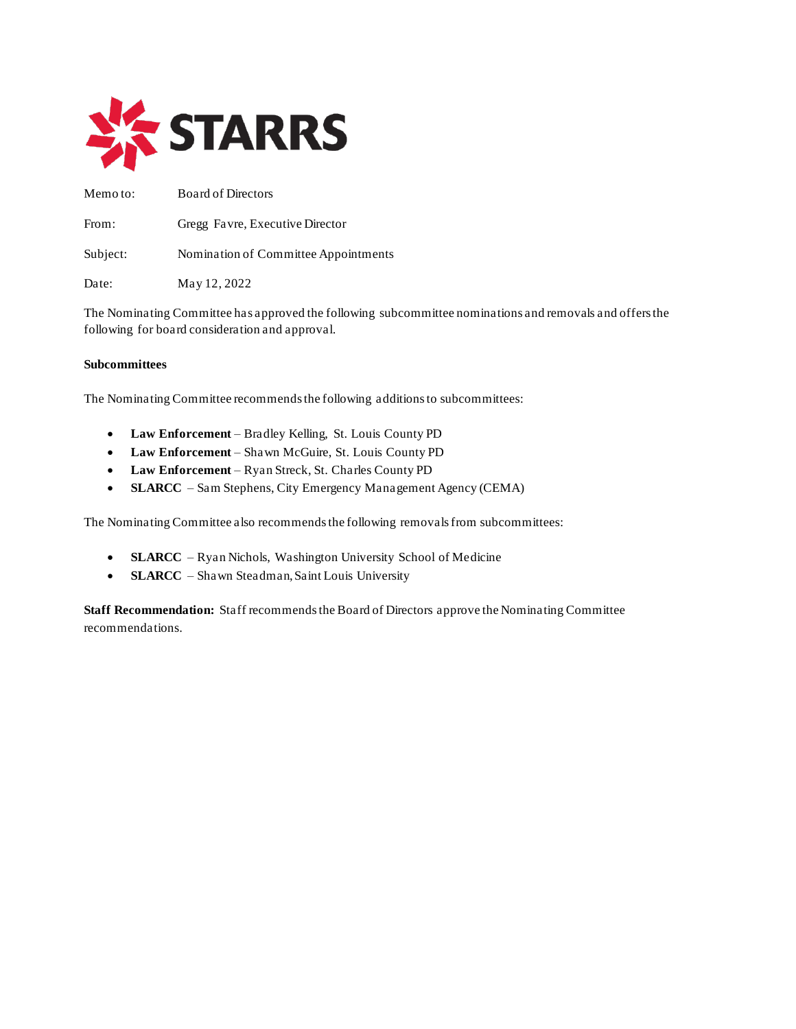STARRS

Memo to: Board of Directors

From: Gregg Favre, Executive Director

Subject: Nomination of Committee Appointments

Date: May 12, 2022

The Nominating Committee has approved the following subcommittee nominations and removals and offers the following for board consideration and approval.

**Subcommittees**

The Nominating Committee recommends the following additions to subcommittees:

- **Law Enforcement** – Bradley Kelling, St. Louis County PD
- **Law Enforcement** – Shawn McGuire, St. Louis County PD
- **Law Enforcement** – Ryan Streck, St. Charles County PD
- **SLARCC** – Sam Stephens, City Emergency Management Agency (CEMA)

The Nominating Committee also recommends the following removals from subcommittees:

- **SLARCC** – Ryan Nichols, Washington University School of Medicine
- **SLARCC** – Shawn Steadman, Saint Louis University

**Staff Recommendation:** Staff recommends the Board of Directors approve the Nominating Committee recommendations.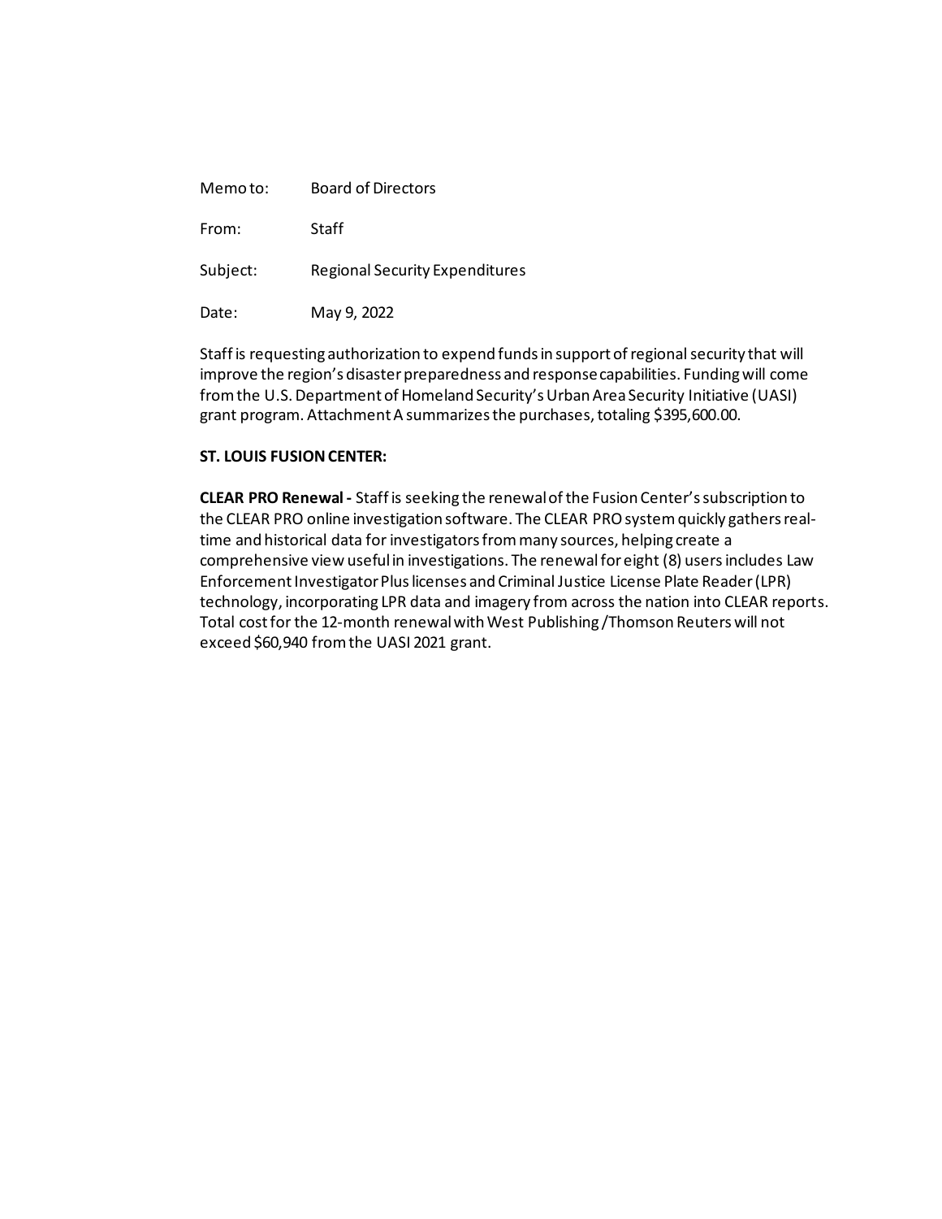Memo to: Board of Directors

From: Staff

Subject: Regional Security Expenditures

Date: May 9, 2022

Staff is requesting authorization to expend funds in support of regional security that will improve the region's disaster preparedness and response capabilities. Funding will come from the U.S. Department of Homeland Security's Urban Area Security Initiative (UASI) grant program. Attachment A summarizes the purchases, totaling $395,600.00.

**ST. LOUIS FUSION CENTER:**

**CLEAR PRO Renewal -** Staff is seeking the renewal of the Fusion Center's subscription to the CLEAR PRO online investigation software. The CLEAR PRO system quickly gathers real-time and historical data for investigators from many sources, helping create a comprehensive view useful in investigations. The renewal for eight (8) users includes Law Enforcement Investigator Plus licenses and Criminal Justice License Plate Reader (LPR) technology, incorporating LPR data and imagery from across the nation into CLEAR reports. Total cost for the 12-month renewal with West Publishing /Thomson Reuters will not exceed $60,940 from the UASI 2021 grant.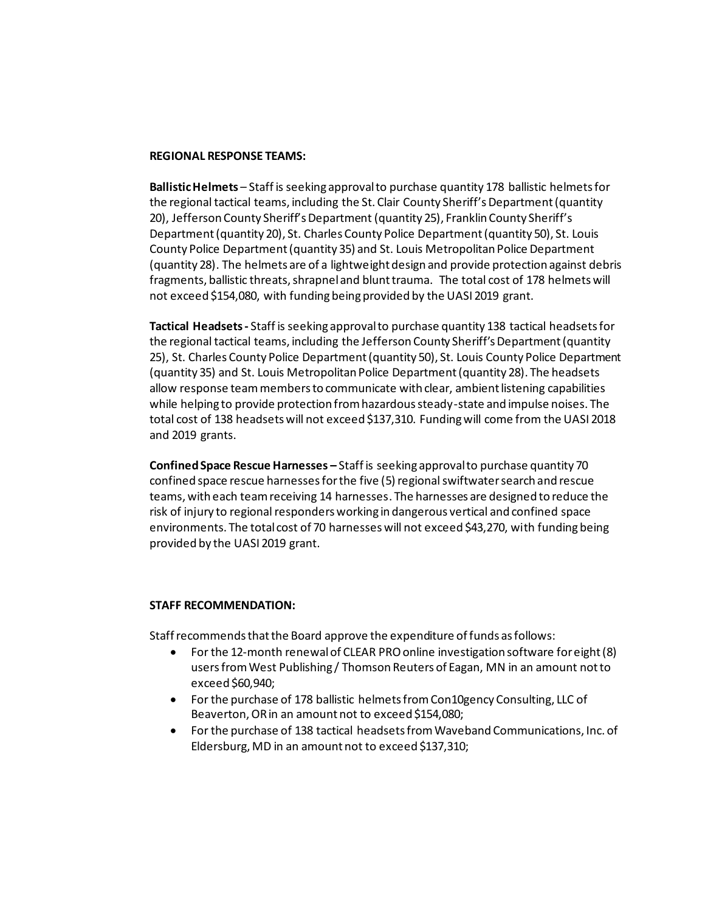**REGIONAL RESPONSE TEAMS:**

**Ballistic Helmets** – Staff is seeking approval to purchase quantity 178 ballistic helmets for the regional tactical teams, including the St. Clair County Sheriff's Department (quantity 20), Jefferson County Sheriff's Department (quantity 25), Franklin County Sheriff's Department (quantity 20), St. Charles County Police Department (quantity 50), St. Louis County Police Department (quantity 35) and St. Louis Metropolitan Police Department (quantity 28). The helmets are of a lightweight design and provide protection against debris fragments, ballistic threats, shrapnel and blunt trauma. The total cost of 178 helmets will not exceed $154,080, with funding being provided by the UASI 2019 grant.

**Tactical Headsets** - Staff is seeking approval to purchase quantity 138 tactical headsets for the regional tactical teams, including the Jefferson County Sheriff's Department (quantity 25), St. Charles County Police Department (quantity 50), St. Louis County Police Department (quantity 35) and St. Louis Metropolitan Police Department (quantity 28). The headsets allow response team members to communicate with clear, ambient listening capabilities while helping to provide protection from hazardous steady-state and impulse noises. The total cost of 138 headsets will not exceed $137,310. Funding will come from the UASI 2018 and 2019 grants.

**Confined Space Rescue Harnesses** – Staff is seeking approval to purchase quantity 70 confined space rescue harnesses for the five (5) regional swiftwater search and rescue teams, with each team receiving 14 harnesses. The harnesses are designed to reduce the risk of injury to regional responders working in dangerous vertical and confined space environments. The total cost of 70 harnesses will not exceed $43,270, with funding being provided by the UASI 2019 grant.

**STAFF RECOMMENDATION:**

Staff recommends that the Board approve the expenditure of funds as follows:

- For the 12-month renewal of CLEAR PRO online investigation software for eight (8) users from West Publishing / Thomson Reuters of Eagan, MN in an amount not to exceed $60,940;
- For the purchase of 178 ballistic helmets from Con10gency Consulting, LLC of Beaverton, OR in an amount not to exceed $154,080;
- For the purchase of 138 tactical headsets from Waveband Communications, Inc. of Eldersburg, MD in an amount not to exceed $137,310;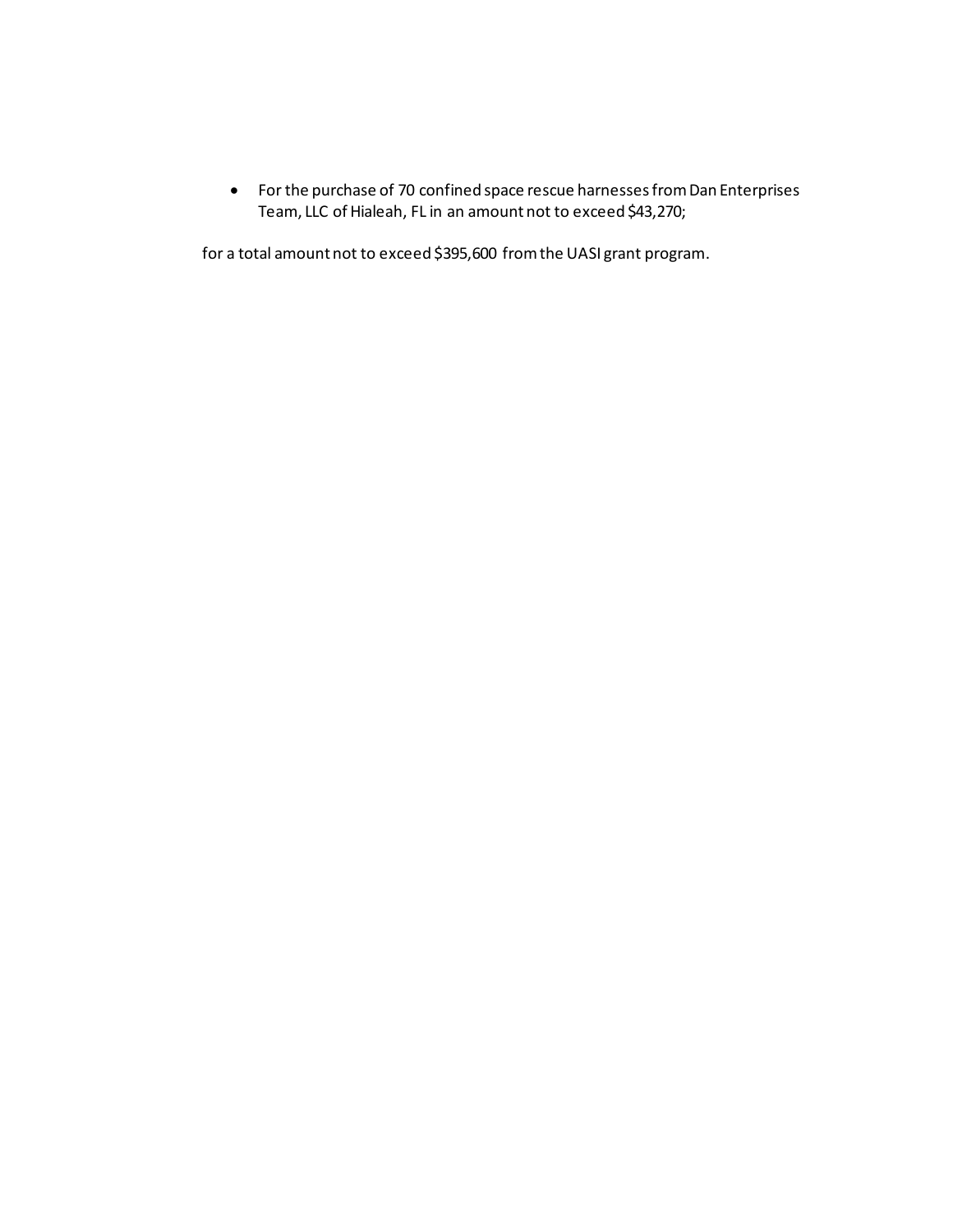- For the purchase of 70 confined space rescue harnesses from Dan Enterprises Team, LLC of Hialeah, FL in an amount not to exceed $43,270;

for a total amount not to exceed $395,600 from the UASI grant program.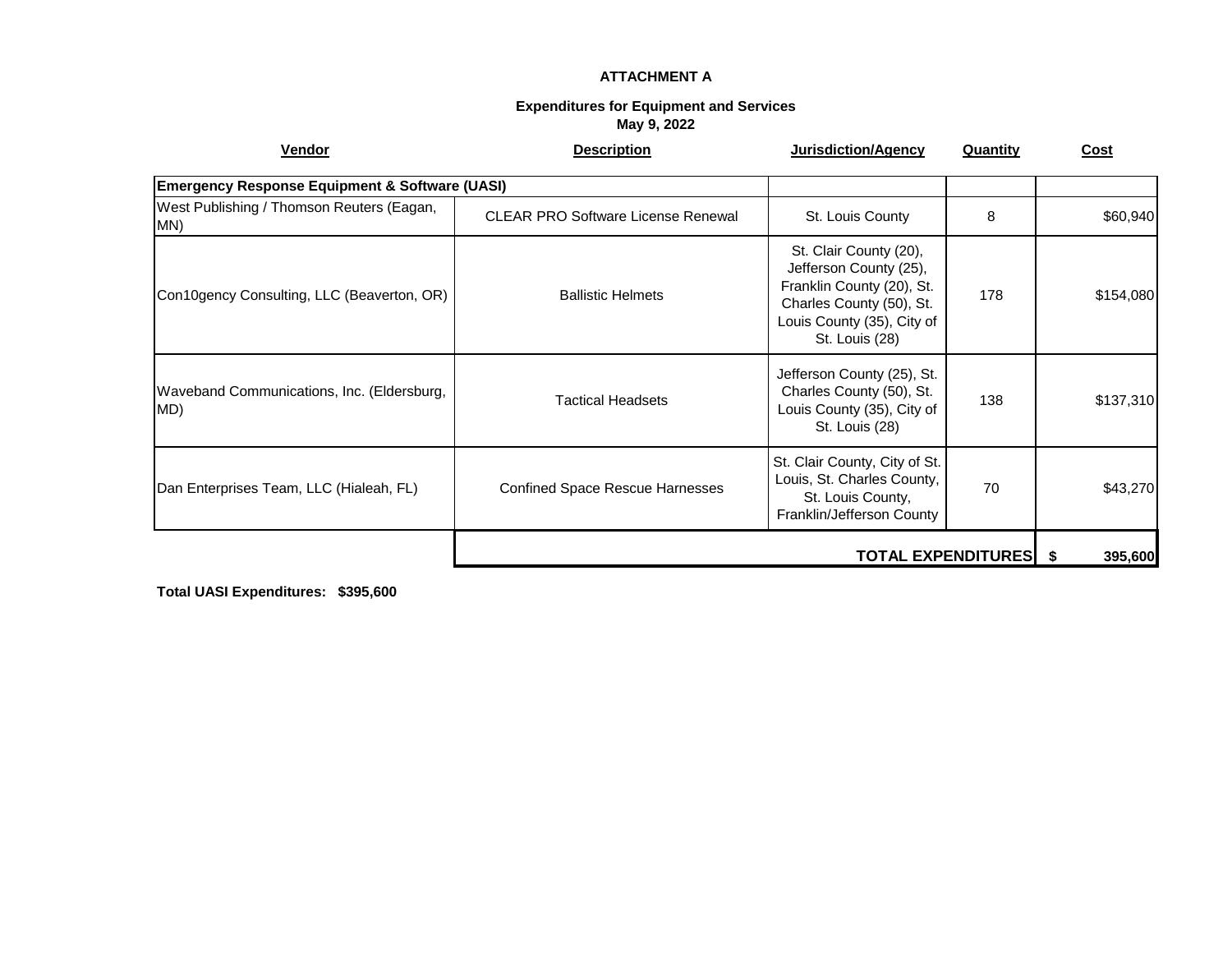**ATTACHMENT A**

**Expenditures for Equipment and Services**
**May 9, 2022**

| Vendor | Description | Jurisdiction/Agency | Quantity | Cost |
|---|---|---|---|---|
| **Emergency Response Equipment & Software (UASI)** | | | | |
| West Publishing / Thomson Reuters (Eagan, MN) | CLEAR PRO Software License Renewal | St. Louis County | 8 | $60,940 |
| Con10gency Consulting, LLC (Beaverton, OR) | Ballistic Helmets | St. Clair County (20), Jefferson County (25), Franklin County (20), St. Charles County (50), St. Louis County (35), City of St. Louis (28) | 178 | $154,080 |
| Waveband Communications, Inc. (Eldersburg, MD) | Tactical Headsets | Jefferson County (25), St. Charles County (50), St. Louis County (35), City of St. Louis (28) | 138 | $137,310 |
| Dan Enterprises Team, LLC (Hialeah, FL) | Confined Space Rescue Harnesses | St. Clair County, City of St. Louis, St. Charles County, St. Louis County, Franklin/Jefferson County | 70 | $43,270 |
| | | **TOTAL EXPENDITURES** | | **$ 395,600** |

**Total UASI Expenditures: $395,600**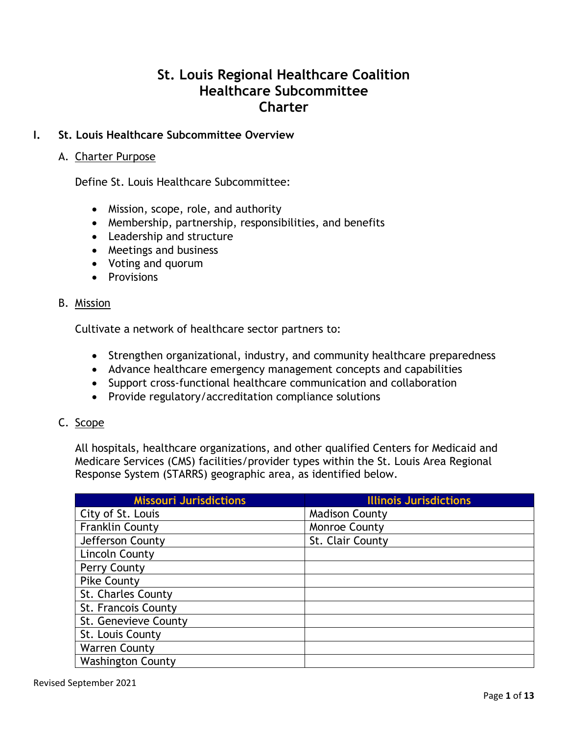# St. Louis Regional Healthcare Coalition
# Healthcare Subcommittee
# Charter

## I. St. Louis Healthcare Subcommittee Overview

### A. Charter Purpose

Define St. Louis Healthcare Subcommittee:

- Mission, scope, role, and authority
- Membership, partnership, responsibilities, and benefits
- Leadership and structure
- Meetings and business
- Voting and quorum
- Provisions

### B. Mission

Cultivate a network of healthcare sector partners to:

- Strengthen organizational, industry, and community healthcare preparedness
- Advance healthcare emergency management concepts and capabilities
- Support cross-functional healthcare communication and collaboration
- Provide regulatory/accreditation compliance solutions

### C. Scope

All hospitals, healthcare organizations, and other qualified Centers for Medicaid and Medicare Services (CMS) facilities/provider types within the St. Louis Area Regional Response System (STARRS) geographic area, as identified below.

| Missouri Jurisdictions | Illinois Jurisdictions |
|---|---|
| City of St. Louis | Madison County |
| Franklin County | Monroe County |
| Jefferson County | St. Clair County |
| Lincoln County | |
| Perry County | |
| Pike County | |
| St. Charles County | |
| St. Francois County | |
| St. Genevieve County | |
| St. Louis County | |
| Warren County | |
| Washington County | |

Revised September 2021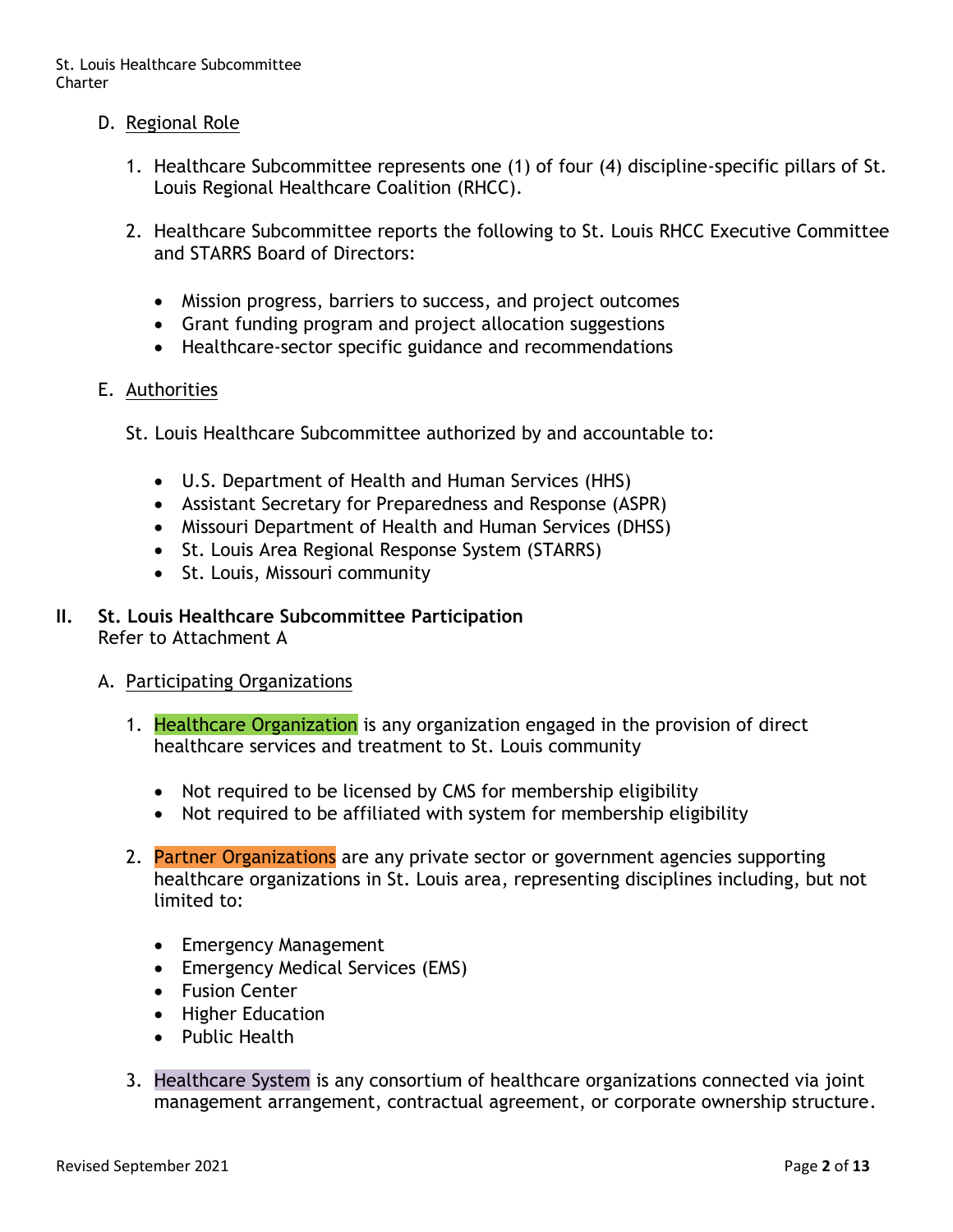D. Regional Role

1. Healthcare Subcommittee represents one (1) of four (4) discipline-specific pillars of St. Louis Regional Healthcare Coalition (RHCC).

2. Healthcare Subcommittee reports the following to St. Louis RHCC Executive Committee and STARRS Board of Directors:

   - Mission progress, barriers to success, and project outcomes
   - Grant funding program and project allocation suggestions
   - Healthcare-sector specific guidance and recommendations

E. Authorities

St. Louis Healthcare Subcommittee authorized by and accountable to:

- U.S. Department of Health and Human Services (HHS)
- Assistant Secretary for Preparedness and Response (ASPR)
- Missouri Department of Health and Human Services (DHSS)
- St. Louis Area Regional Response System (STARRS)
- St. Louis, Missouri community

## II. St. Louis Healthcare Subcommittee Participation

Refer to Attachment A

A. Participating Organizations

1. Healthcare Organization is any organization engaged in the provision of direct healthcare services and treatment to St. Louis community

   - Not required to be licensed by CMS for membership eligibility
   - Not required to be affiliated with system for membership eligibility

2. Partner Organizations are any private sector or government agencies supporting healthcare organizations in St. Louis area, representing disciplines including, but not limited to:

   - Emergency Management
   - Emergency Medical Services (EMS)
   - Fusion Center
   - Higher Education
   - Public Health

3. Healthcare System is any consortium of healthcare organizations connected via joint management arrangement, contractual agreement, or corporate ownership structure.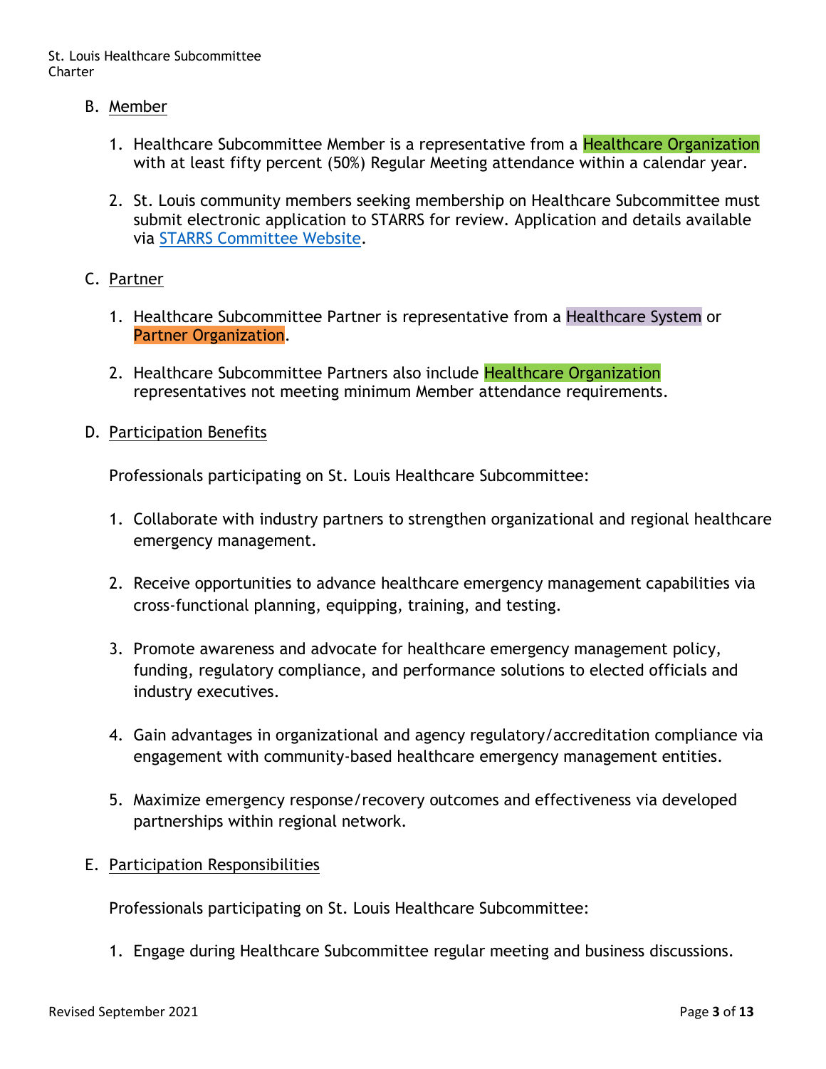B. Member

1. Healthcare Subcommittee Member is a representative from a Healthcare Organization with at least fifty percent (50%) Regular Meeting attendance within a calendar year.

2. St. Louis community members seeking membership on Healthcare Subcommittee must submit electronic application to STARRS for review. Application and details available via [STARRS Committee Website](#).

C. Partner

1. Healthcare Subcommittee Partner is representative from a Healthcare System or Partner Organization.

2. Healthcare Subcommittee Partners also include Healthcare Organization representatives not meeting minimum Member attendance requirements.

D. Participation Benefits

Professionals participating on St. Louis Healthcare Subcommittee:

1. Collaborate with industry partners to strengthen organizational and regional healthcare emergency management.

2. Receive opportunities to advance healthcare emergency management capabilities via cross-functional planning, equipping, training, and testing.

3. Promote awareness and advocate for healthcare emergency management policy, funding, regulatory compliance, and performance solutions to elected officials and industry executives.

4. Gain advantages in organizational and agency regulatory/accreditation compliance via engagement with community-based healthcare emergency management entities.

5. Maximize emergency response/recovery outcomes and effectiveness via developed partnerships within regional network.

E. Participation Responsibilities

Professionals participating on St. Louis Healthcare Subcommittee:

1. Engage during Healthcare Subcommittee regular meeting and business discussions.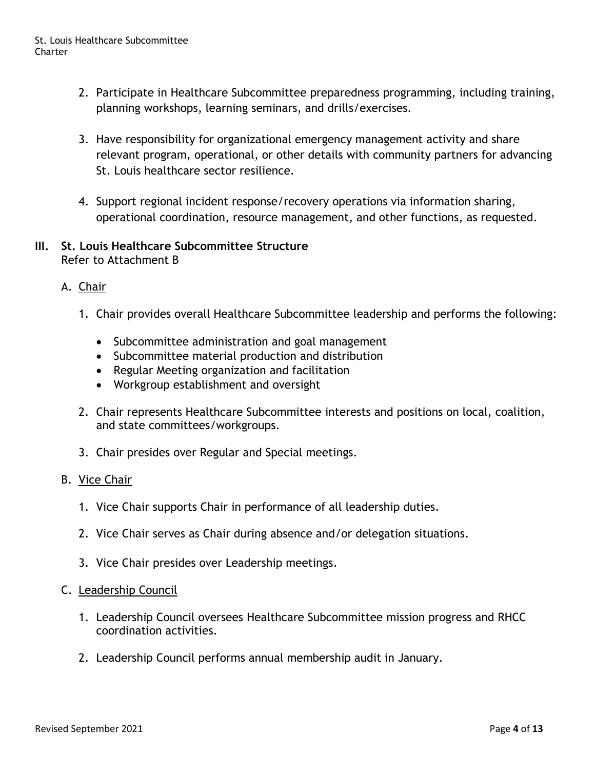2. Participate in Healthcare Subcommittee preparedness programming, including training, planning workshops, learning seminars, and drills/exercises.

3. Have responsibility for organizational emergency management activity and share relevant program, operational, or other details with community partners for advancing St. Louis healthcare sector resilience.

4. Support regional incident response/recovery operations via information sharing, operational coordination, resource management, and other functions, as requested.

## III. St. Louis Healthcare Subcommittee Structure

Refer to Attachment B

### A. Chair

1. Chair provides overall Healthcare Subcommittee leadership and performs the following:

   - Subcommittee administration and goal management
   - Subcommittee material production and distribution
   - Regular Meeting organization and facilitation
   - Workgroup establishment and oversight

2. Chair represents Healthcare Subcommittee interests and positions on local, coalition, and state committees/workgroups.

3. Chair presides over Regular and Special meetings.

### B. Vice Chair

1. Vice Chair supports Chair in performance of all leadership duties.

2. Vice Chair serves as Chair during absence and/or delegation situations.

3. Vice Chair presides over Leadership meetings.

### C. Leadership Council

1. Leadership Council oversees Healthcare Subcommittee mission progress and RHCC coordination activities.

2. Leadership Council performs annual membership audit in January.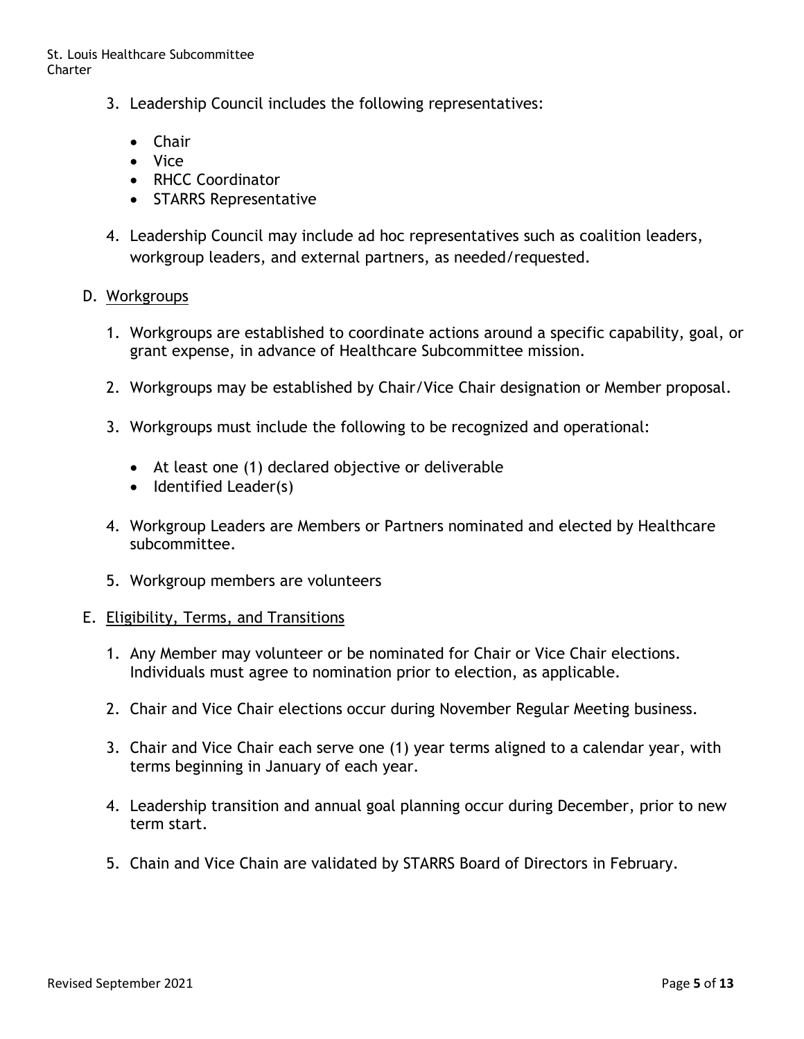3. Leadership Council includes the following representatives:

    - Chair
    - Vice
    - RHCC Coordinator
    - STARRS Representative

4. Leadership Council may include ad hoc representatives such as coalition leaders, workgroup leaders, and external partners, as needed/requested.

D. <u>Workgroups</u>

1. Workgroups are established to coordinate actions around a specific capability, goal, or grant expense, in advance of Healthcare Subcommittee mission.

2. Workgroups may be established by Chair/Vice Chair designation or Member proposal.

3. Workgroups must include the following to be recognized and operational:

    - At least one (1) declared objective or deliverable
    - Identified Leader(s)

4. Workgroup Leaders are Members or Partners nominated and elected by Healthcare subcommittee.

5. Workgroup members are volunteers

E. <u>Eligibility, Terms, and Transitions</u>

1. Any Member may volunteer or be nominated for Chair or Vice Chair elections. Individuals must agree to nomination prior to election, as applicable.

2. Chair and Vice Chair elections occur during November Regular Meeting business.

3. Chair and Vice Chair each serve one (1) year terms aligned to a calendar year, with terms beginning in January of each year.

4. Leadership transition and annual goal planning occur during December, prior to new term start.

5. Chain and Vice Chain are validated by STARRS Board of Directors in February.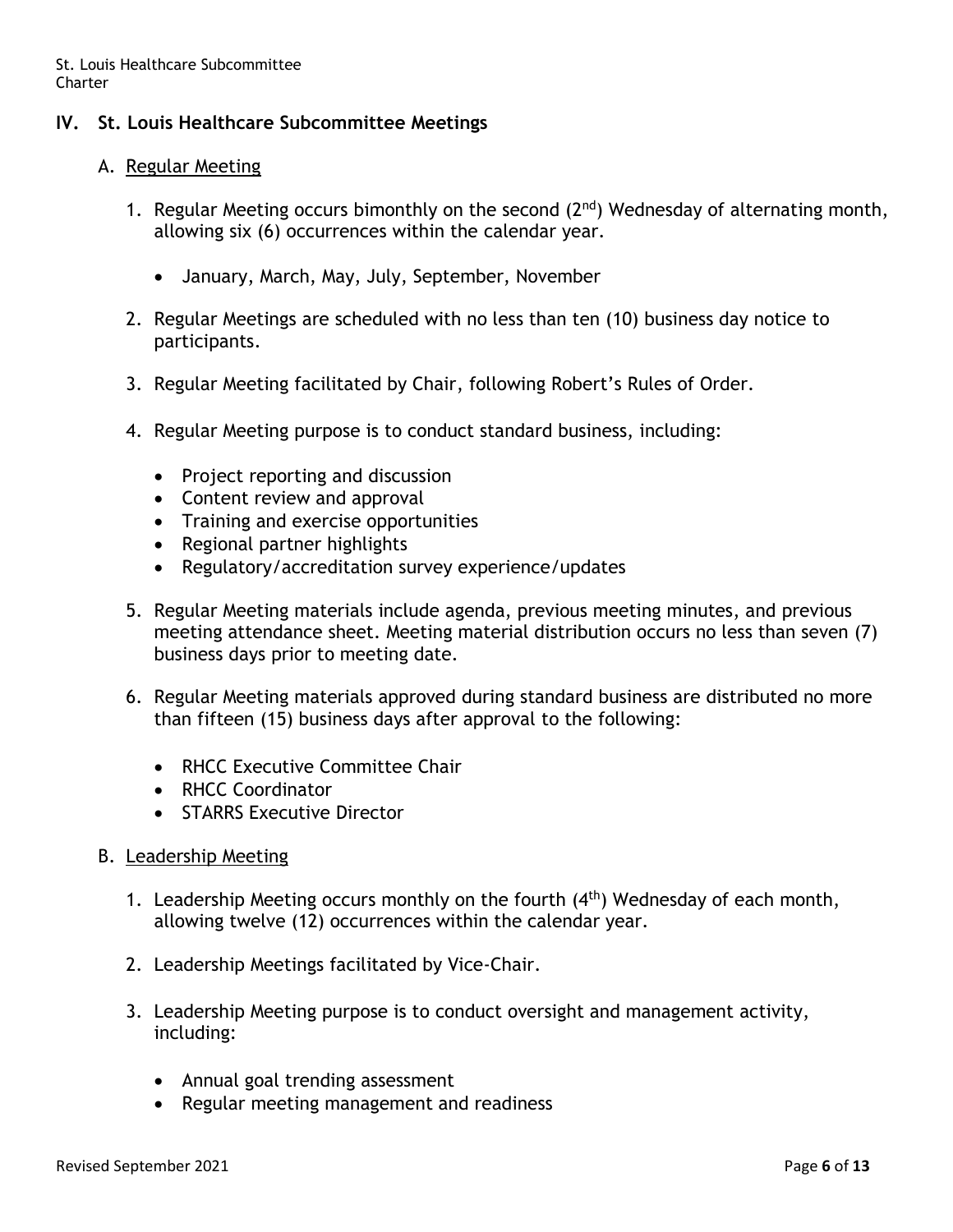## IV. St. Louis Healthcare Subcommittee Meetings

### A. Regular Meeting

1. Regular Meeting occurs bimonthly on the second (2nd) Wednesday of alternating month, allowing six (6) occurrences within the calendar year.
   - January, March, May, July, September, November
2. Regular Meetings are scheduled with no less than ten (10) business day notice to participants.
3. Regular Meeting facilitated by Chair, following Robert's Rules of Order.
4. Regular Meeting purpose is to conduct standard business, including:
   - Project reporting and discussion
   - Content review and approval
   - Training and exercise opportunities
   - Regional partner highlights
   - Regulatory/accreditation survey experience/updates
5. Regular Meeting materials include agenda, previous meeting minutes, and previous meeting attendance sheet. Meeting material distribution occurs no less than seven (7) business days prior to meeting date.
6. Regular Meeting materials approved during standard business are distributed no more than fifteen (15) business days after approval to the following:
   - RHCC Executive Committee Chair
   - RHCC Coordinator
   - STARRS Executive Director

### B. Leadership Meeting

1. Leadership Meeting occurs monthly on the fourth (4th) Wednesday of each month, allowing twelve (12) occurrences within the calendar year.
2. Leadership Meetings facilitated by Vice-Chair.
3. Leadership Meeting purpose is to conduct oversight and management activity, including:
   - Annual goal trending assessment
   - Regular meeting management and readiness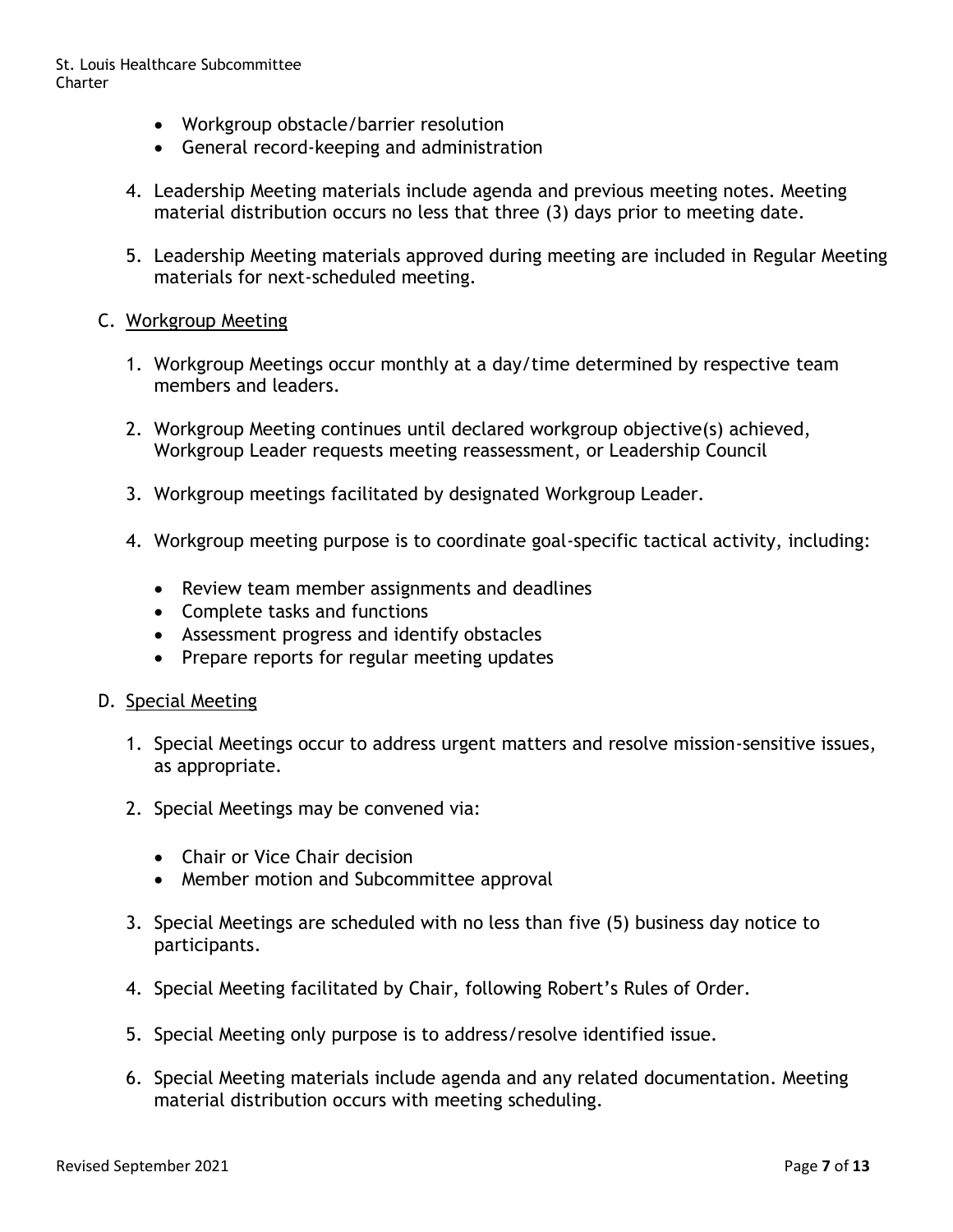- Workgroup obstacle/barrier resolution
- General record-keeping and administration

4. Leadership Meeting materials include agenda and previous meeting notes. Meeting material distribution occurs no less that three (3) days prior to meeting date.

5. Leadership Meeting materials approved during meeting are included in Regular Meeting materials for next-scheduled meeting.

C. Workgroup Meeting

1. Workgroup Meetings occur monthly at a day/time determined by respective team members and leaders.

2. Workgroup Meeting continues until declared workgroup objective(s) achieved, Workgroup Leader requests meeting reassessment, or Leadership Council

3. Workgroup meetings facilitated by designated Workgroup Leader.

4. Workgroup meeting purpose is to coordinate goal-specific tactical activity, including:

   - Review team member assignments and deadlines
   - Complete tasks and functions
   - Assessment progress and identify obstacles
   - Prepare reports for regular meeting updates

D. Special Meeting

1. Special Meetings occur to address urgent matters and resolve mission-sensitive issues, as appropriate.

2. Special Meetings may be convened via:

   - Chair or Vice Chair decision
   - Member motion and Subcommittee approval

3. Special Meetings are scheduled with no less than five (5) business day notice to participants.

4. Special Meeting facilitated by Chair, following Robert's Rules of Order.

5. Special Meeting only purpose is to address/resolve identified issue.

6. Special Meeting materials include agenda and any related documentation. Meeting material distribution occurs with meeting scheduling.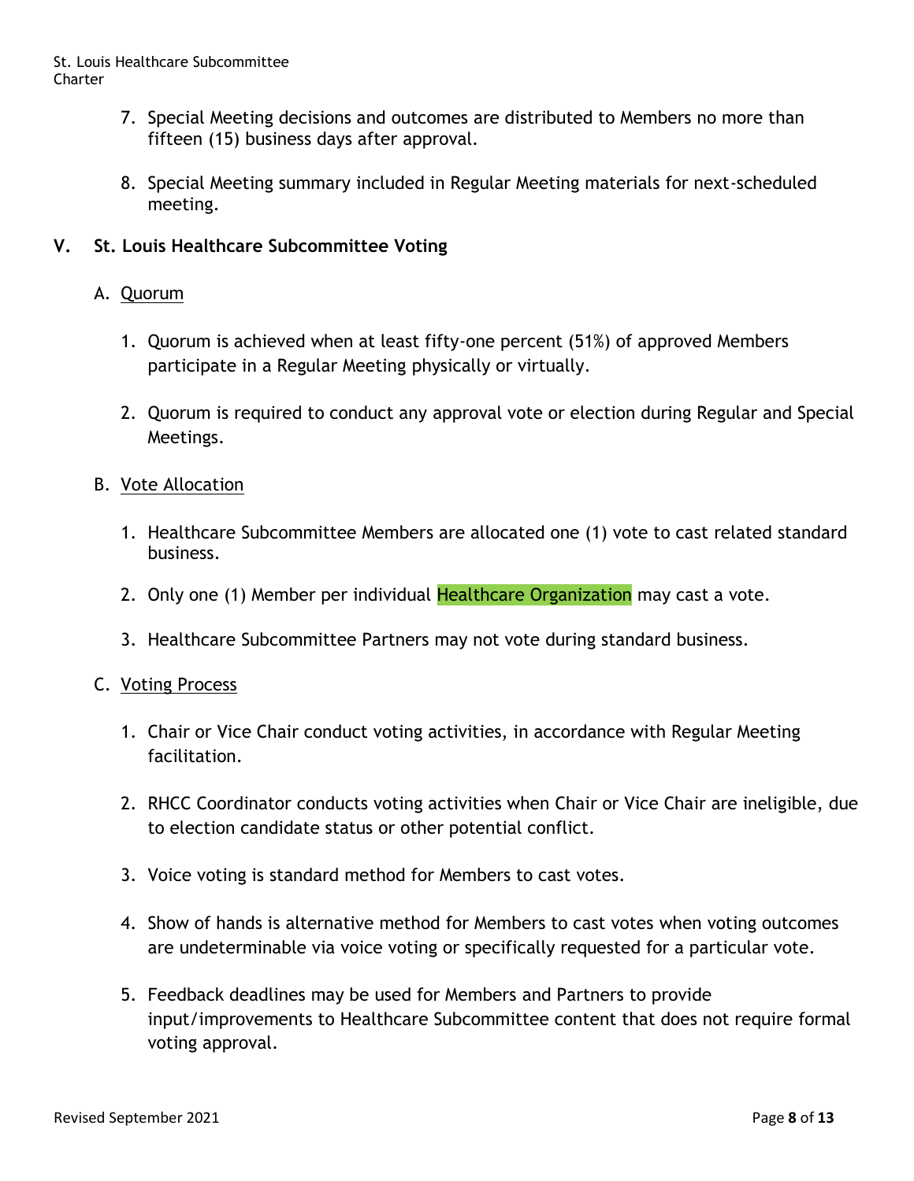7. Special Meeting decisions and outcomes are distributed to Members no more than fifteen (15) business days after approval.

8. Special Meeting summary included in Regular Meeting materials for next-scheduled meeting.

## V. St. Louis Healthcare Subcommittee Voting

### A. Quorum

1. Quorum is achieved when at least fifty-one percent (51%) of approved Members participate in a Regular Meeting physically or virtually.

2. Quorum is required to conduct any approval vote or election during Regular and Special Meetings.

### B. Vote Allocation

1. Healthcare Subcommittee Members are allocated one (1) vote to cast related standard business.

2. Only one (1) Member per individual Healthcare Organization may cast a vote.

3. Healthcare Subcommittee Partners may not vote during standard business.

### C. Voting Process

1. Chair or Vice Chair conduct voting activities, in accordance with Regular Meeting facilitation.

2. RHCC Coordinator conducts voting activities when Chair or Vice Chair are ineligible, due to election candidate status or other potential conflict.

3. Voice voting is standard method for Members to cast votes.

4. Show of hands is alternative method for Members to cast votes when voting outcomes are undeterminable via voice voting or specifically requested for a particular vote.

5. Feedback deadlines may be used for Members and Partners to provide input/improvements to Healthcare Subcommittee content that does not require formal voting approval.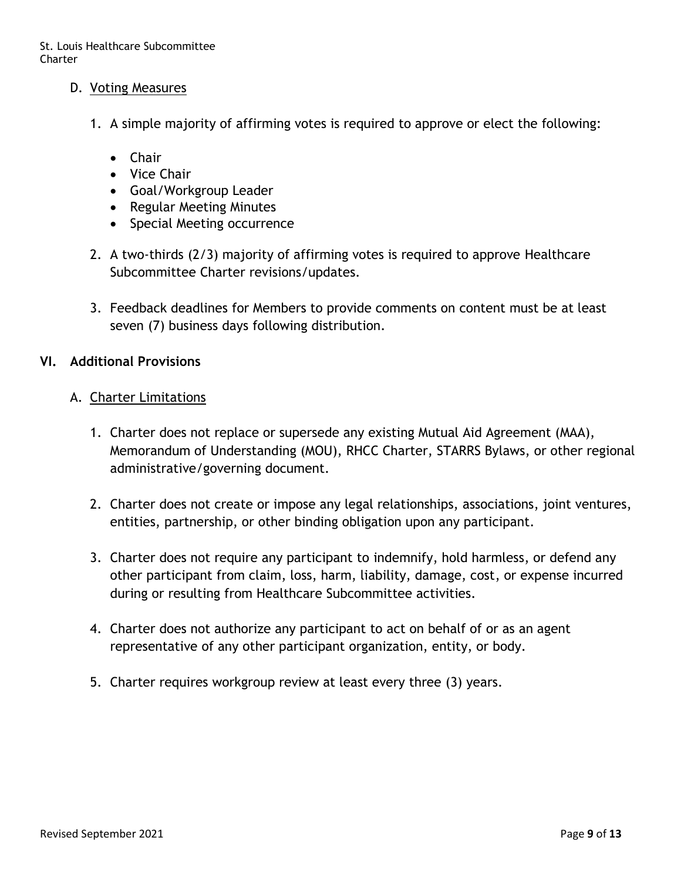### D. Voting Measures

1. A simple majority of affirming votes is required to approve or elect the following:

   - Chair
   - Vice Chair
   - Goal/Workgroup Leader
   - Regular Meeting Minutes
   - Special Meeting occurrence

2. A two-thirds (2/3) majority of affirming votes is required to approve Healthcare Subcommittee Charter revisions/updates.

3. Feedback deadlines for Members to provide comments on content must be at least seven (7) business days following distribution.

## VI. Additional Provisions

### A. Charter Limitations

1. Charter does not replace or supersede any existing Mutual Aid Agreement (MAA), Memorandum of Understanding (MOU), RHCC Charter, STARRS Bylaws, or other regional administrative/governing document.

2. Charter does not create or impose any legal relationships, associations, joint ventures, entities, partnership, or other binding obligation upon any participant.

3. Charter does not require any participant to indemnify, hold harmless, or defend any other participant from claim, loss, harm, liability, damage, cost, or expense incurred during or resulting from Healthcare Subcommittee activities.

4. Charter does not authorize any participant to act on behalf of or as an agent representative of any other participant organization, entity, or body.

5. Charter requires workgroup review at least every three (3) years.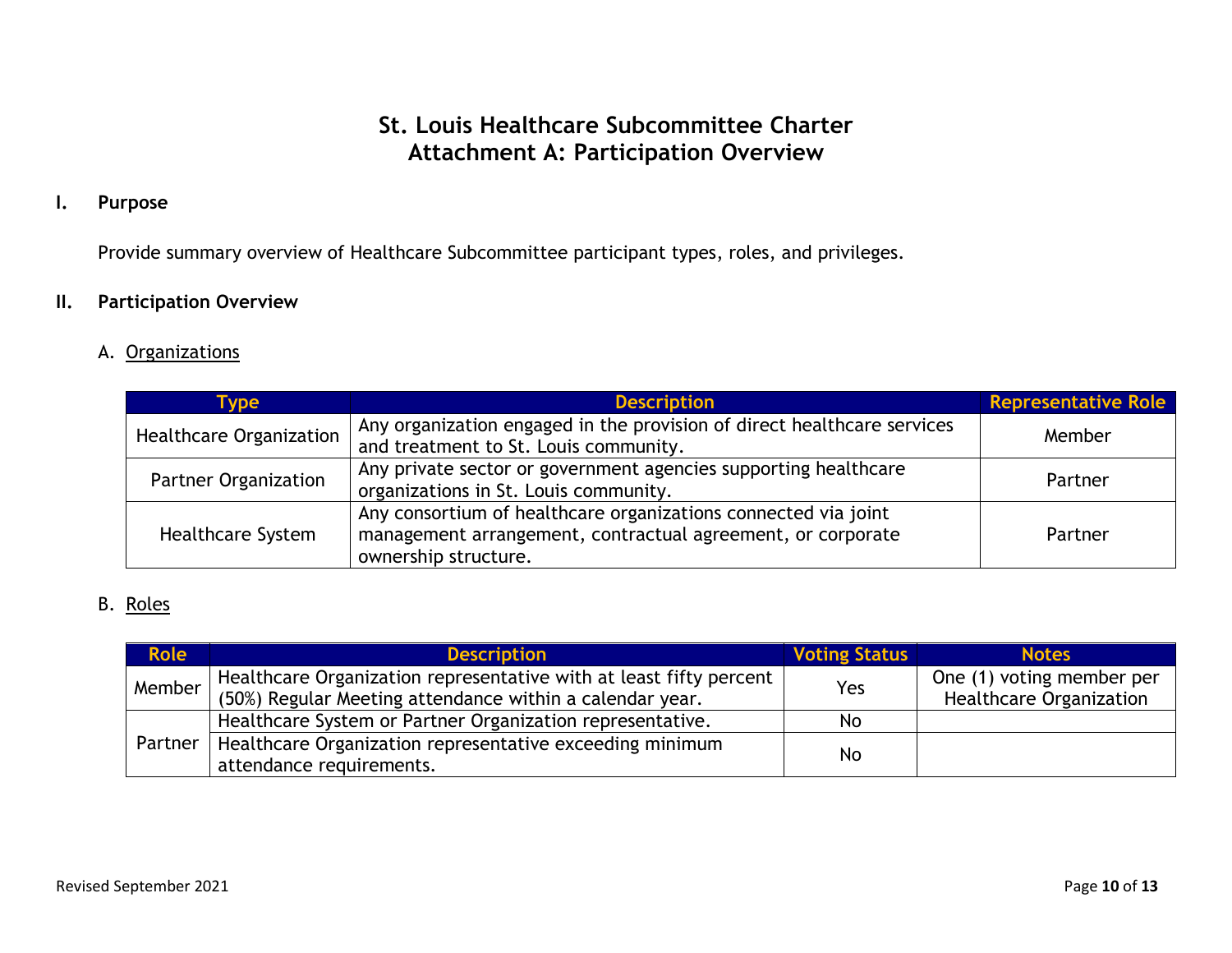# St. Louis Healthcare Subcommittee Charter
# Attachment A: Participation Overview

## I. Purpose

Provide summary overview of Healthcare Subcommittee participant types, roles, and privileges.

## II. Participation Overview

### A. Organizations

| Type | Description | Representative Role |
|---|---|---|
| Healthcare Organization | Any organization engaged in the provision of direct healthcare services and treatment to St. Louis community. | Member |
| Partner Organization | Any private sector or government agencies supporting healthcare organizations in St. Louis community. | Partner |
| Healthcare System | Any consortium of healthcare organizations connected via joint management arrangement, contractual agreement, or corporate ownership structure. | Partner |

### B. Roles

| Role | Description | Voting Status | Notes |
|---|---|---|---|
| Member | Healthcare Organization representative with at least fifty percent (50%) Regular Meeting attendance within a calendar year. | Yes | One (1) voting member per Healthcare Organization |
| Partner | Healthcare System or Partner Organization representative. | No | |
| | Healthcare Organization representative exceeding minimum attendance requirements. | No | |

Revised September 2021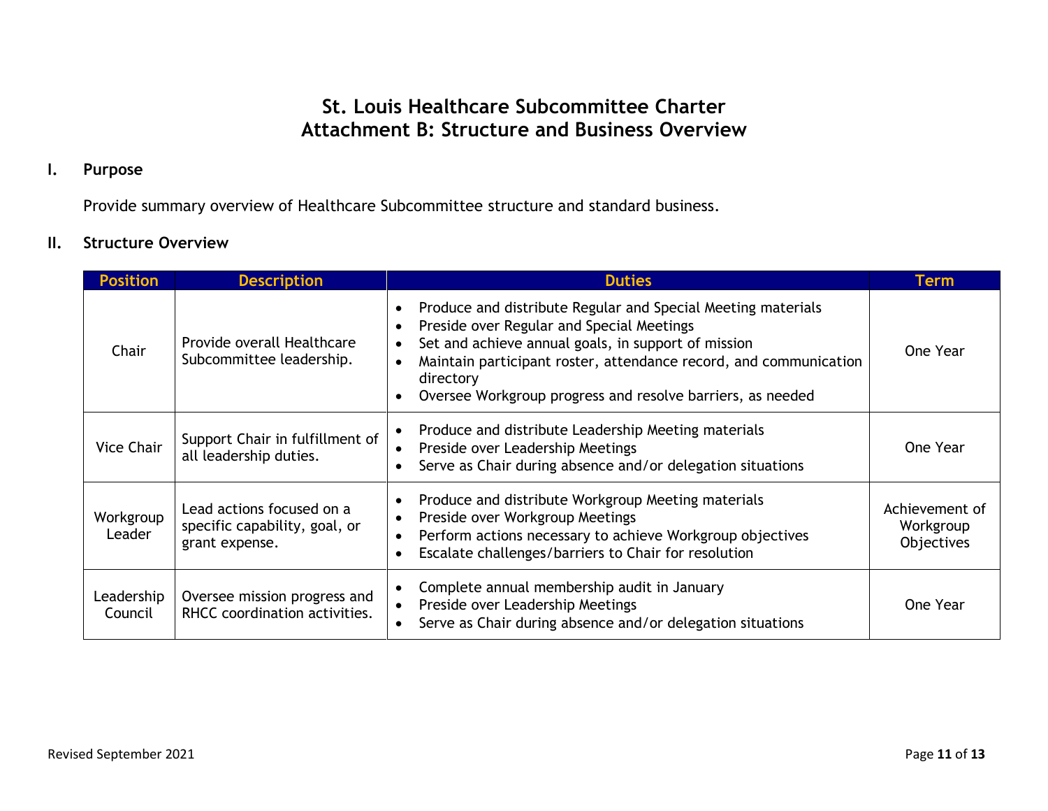# St. Louis Healthcare Subcommittee Charter
# Attachment B: Structure and Business Overview

## I. Purpose

Provide summary overview of Healthcare Subcommittee structure and standard business.

## II. Structure Overview

| Position | Description | Duties | Term |
|---|---|---|---|
| Chair | Provide overall Healthcare Subcommittee leadership. | • Produce and distribute Regular and Special Meeting materials<br>• Preside over Regular and Special Meetings<br>• Set and achieve annual goals, in support of mission<br>• Maintain participant roster, attendance record, and communication directory<br>• Oversee Workgroup progress and resolve barriers, as needed | One Year |
| Vice Chair | Support Chair in fulfillment of all leadership duties. | • Produce and distribute Leadership Meeting materials<br>• Preside over Leadership Meetings<br>• Serve as Chair during absence and/or delegation situations | One Year |
| Workgroup Leader | Lead actions focused on a specific capability, goal, or grant expense. | • Produce and distribute Workgroup Meeting materials<br>• Preside over Workgroup Meetings<br>• Perform actions necessary to achieve Workgroup objectives<br>• Escalate challenges/barriers to Chair for resolution | Achievement of Workgroup Objectives |
| Leadership Council | Oversee mission progress and RHCC coordination activities. | • Complete annual membership audit in January<br>• Preside over Leadership Meetings<br>• Serve as Chair during absence and/or delegation situations | One Year |

Revised September 2021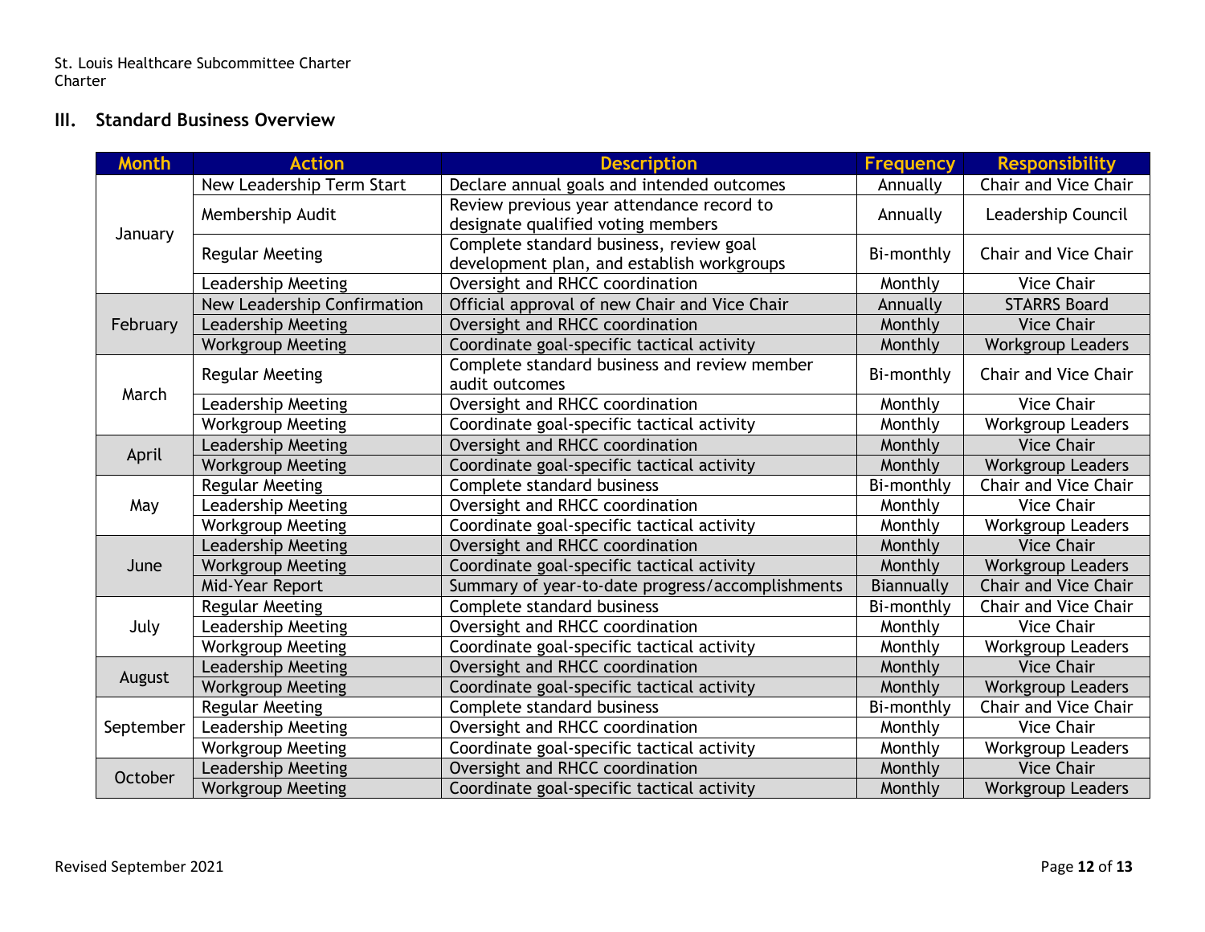## III. Standard Business Overview

| Month | Action | Description | Frequency | Responsibility |
|---|---|---|---|---|
| January | New Leadership Term Start | Declare annual goals and intended outcomes | Annually | Chair and Vice Chair |
| | Membership Audit | Review previous year attendance record to designate qualified voting members | Annually | Leadership Council |
| | Regular Meeting | Complete standard business, review goal development plan, and establish workgroups | Bi-monthly | Chair and Vice Chair |
| | Leadership Meeting | Oversight and RHCC coordination | Monthly | Vice Chair |
| February | New Leadership Confirmation | Official approval of new Chair and Vice Chair | Annually | STARRS Board |
| | Leadership Meeting | Oversight and RHCC coordination | Monthly | Vice Chair |
| | Workgroup Meeting | Coordinate goal-specific tactical activity | Monthly | Workgroup Leaders |
| March | Regular Meeting | Complete standard business and review member audit outcomes | Bi-monthly | Chair and Vice Chair |
| | Leadership Meeting | Oversight and RHCC coordination | Monthly | Vice Chair |
| | Workgroup Meeting | Coordinate goal-specific tactical activity | Monthly | Workgroup Leaders |
| April | Leadership Meeting | Oversight and RHCC coordination | Monthly | Vice Chair |
| | Workgroup Meeting | Coordinate goal-specific tactical activity | Monthly | Workgroup Leaders |
| May | Regular Meeting | Complete standard business | Bi-monthly | Chair and Vice Chair |
| | Leadership Meeting | Oversight and RHCC coordination | Monthly | Vice Chair |
| | Workgroup Meeting | Coordinate goal-specific tactical activity | Monthly | Workgroup Leaders |
| June | Leadership Meeting | Oversight and RHCC coordination | Monthly | Vice Chair |
| | Workgroup Meeting | Coordinate goal-specific tactical activity | Monthly | Workgroup Leaders |
| | Mid-Year Report | Summary of year-to-date progress/accomplishments | Biannually | Chair and Vice Chair |
| July | Regular Meeting | Complete standard business | Bi-monthly | Chair and Vice Chair |
| | Leadership Meeting | Oversight and RHCC coordination | Monthly | Vice Chair |
| | Workgroup Meeting | Coordinate goal-specific tactical activity | Monthly | Workgroup Leaders |
| August | Leadership Meeting | Oversight and RHCC coordination | Monthly | Vice Chair |
| | Workgroup Meeting | Coordinate goal-specific tactical activity | Monthly | Workgroup Leaders |
| September | Regular Meeting | Complete standard business | Bi-monthly | Chair and Vice Chair |
| | Leadership Meeting | Oversight and RHCC coordination | Monthly | Vice Chair |
| | Workgroup Meeting | Coordinate goal-specific tactical activity | Monthly | Workgroup Leaders |
| October | Leadership Meeting | Oversight and RHCC coordination | Monthly | Vice Chair |
| | Workgroup Meeting | Coordinate goal-specific tactical activity | Monthly | Workgroup Leaders |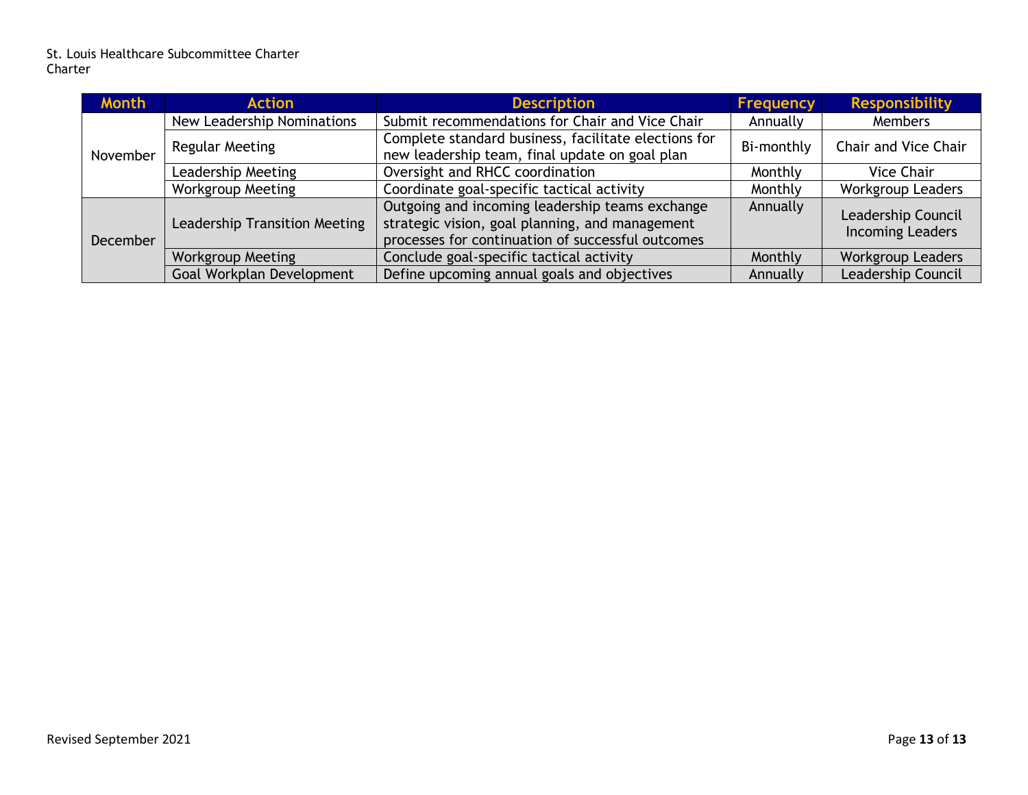| Month | Action | Description | Frequency | Responsibility |
|---|---|---|---|---|
| November | New Leadership Nominations | Submit recommendations for Chair and Vice Chair | Annually | Members |
| | Regular Meeting | Complete standard business, facilitate elections for new leadership team, final update on goal plan | Bi-monthly | Chair and Vice Chair |
| | Leadership Meeting | Oversight and RHCC coordination | Monthly | Vice Chair |
| | Workgroup Meeting | Coordinate goal-specific tactical activity | Monthly | Workgroup Leaders |
| December | Leadership Transition Meeting | Outgoing and incoming leadership teams exchange strategic vision, goal planning, and management processes for continuation of successful outcomes | Annually | Leadership Council Incoming Leaders |
| | Workgroup Meeting | Conclude goal-specific tactical activity | Monthly | Workgroup Leaders |
| | Goal Workplan Development | Define upcoming annual goals and objectives | Annually | Leadership Council |

Revised September 2021